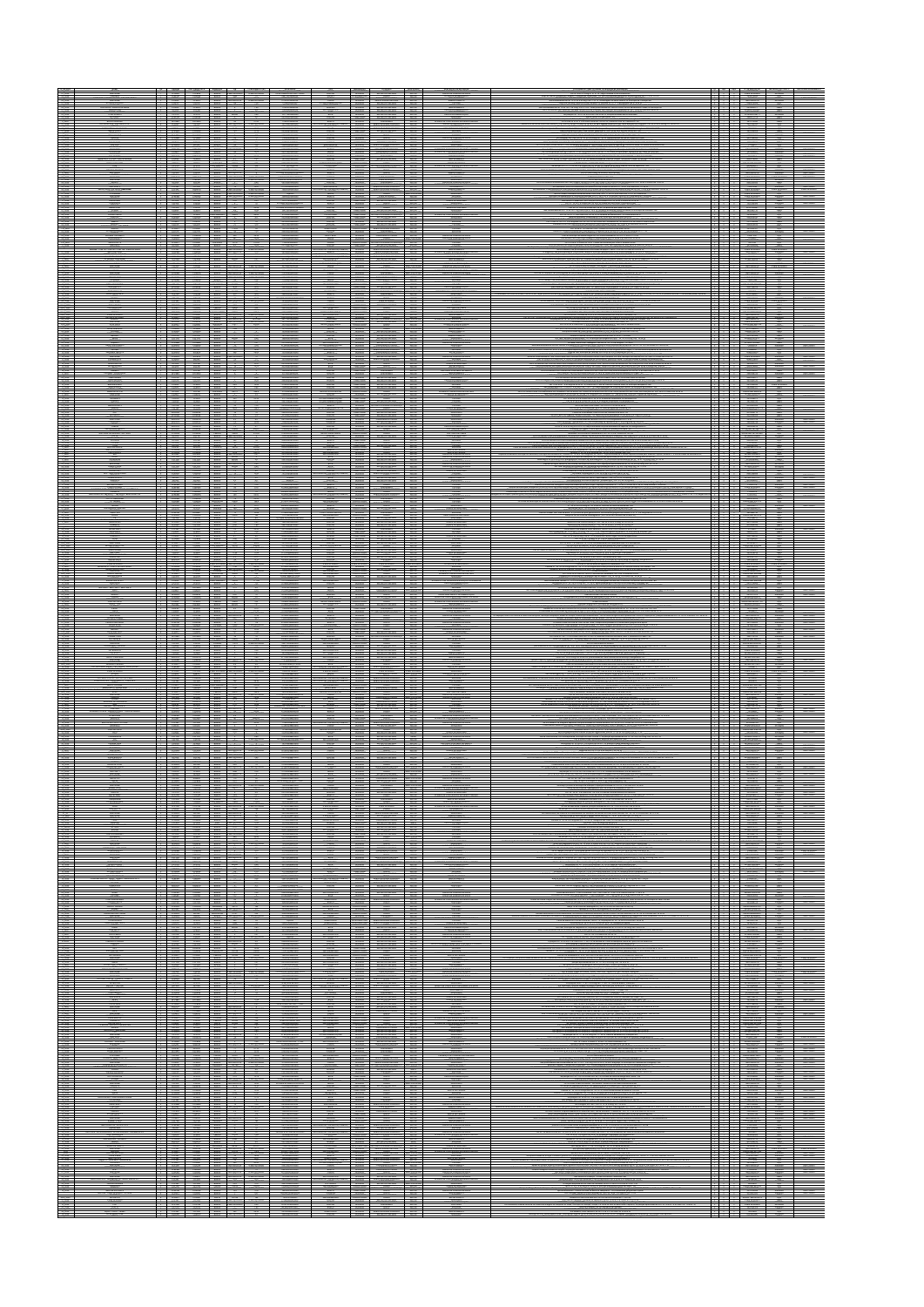|  | e de la composición de la composición de la composición de la composición de la composición de la composición<br>La composición de la composición de la composición de la composición de la composición de la composición de la |  |  |                                                                               |                                                                                                                                                                                                                                                                                                                                                                                                                                                                                        |
|--|---------------------------------------------------------------------------------------------------------------------------------------------------------------------------------------------------------------------------------|--|--|-------------------------------------------------------------------------------|----------------------------------------------------------------------------------------------------------------------------------------------------------------------------------------------------------------------------------------------------------------------------------------------------------------------------------------------------------------------------------------------------------------------------------------------------------------------------------------|
|  |                                                                                                                                                                                                                                 |  |  |                                                                               |                                                                                                                                                                                                                                                                                                                                                                                                                                                                                        |
|  |                                                                                                                                                                                                                                 |  |  |                                                                               |                                                                                                                                                                                                                                                                                                                                                                                                                                                                                        |
|  |                                                                                                                                                                                                                                 |  |  |                                                                               |                                                                                                                                                                                                                                                                                                                                                                                                                                                                                        |
|  |                                                                                                                                                                                                                                 |  |  |                                                                               |                                                                                                                                                                                                                                                                                                                                                                                                                                                                                        |
|  |                                                                                                                                                                                                                                 |  |  |                                                                               |                                                                                                                                                                                                                                                                                                                                                                                                                                                                                        |
|  |                                                                                                                                                                                                                                 |  |  |                                                                               | <b>State</b>                                                                                                                                                                                                                                                                                                                                                                                                                                                                           |
|  |                                                                                                                                                                                                                                 |  |  |                                                                               | $\frac{d\mathbf{U}\mathbf{M}\mathbf{M}}{d\mathbf{U}\mathbf{M}\mathbf{M}\mathbf{M}}$                                                                                                                                                                                                                                                                                                                                                                                                    |
|  |                                                                                                                                                                                                                                 |  |  |                                                                               |                                                                                                                                                                                                                                                                                                                                                                                                                                                                                        |
|  |                                                                                                                                                                                                                                 |  |  |                                                                               |                                                                                                                                                                                                                                                                                                                                                                                                                                                                                        |
|  |                                                                                                                                                                                                                                 |  |  |                                                                               |                                                                                                                                                                                                                                                                                                                                                                                                                                                                                        |
|  |                                                                                                                                                                                                                                 |  |  |                                                                               | 100000                                                                                                                                                                                                                                                                                                                                                                                                                                                                                 |
|  |                                                                                                                                                                                                                                 |  |  |                                                                               |                                                                                                                                                                                                                                                                                                                                                                                                                                                                                        |
|  |                                                                                                                                                                                                                                 |  |  | <b>TELESCOPE SERVICES</b>                                                     |                                                                                                                                                                                                                                                                                                                                                                                                                                                                                        |
|  |                                                                                                                                                                                                                                 |  |  | sar mikit din<br>12 fi timba ta banyaki<br>22 fi timba din<br><b>JERGIA A</b> |                                                                                                                                                                                                                                                                                                                                                                                                                                                                                        |
|  | ÷                                                                                                                                                                                                                               |  |  |                                                                               |                                                                                                                                                                                                                                                                                                                                                                                                                                                                                        |
|  |                                                                                                                                                                                                                                 |  |  |                                                                               |                                                                                                                                                                                                                                                                                                                                                                                                                                                                                        |
|  |                                                                                                                                                                                                                                 |  |  |                                                                               |                                                                                                                                                                                                                                                                                                                                                                                                                                                                                        |
|  |                                                                                                                                                                                                                                 |  |  |                                                                               |                                                                                                                                                                                                                                                                                                                                                                                                                                                                                        |
|  |                                                                                                                                                                                                                                 |  |  |                                                                               | $\frac{957888}{957888}$                                                                                                                                                                                                                                                                                                                                                                                                                                                                |
|  |                                                                                                                                                                                                                                 |  |  |                                                                               |                                                                                                                                                                                                                                                                                                                                                                                                                                                                                        |
|  |                                                                                                                                                                                                                                 |  |  |                                                                               |                                                                                                                                                                                                                                                                                                                                                                                                                                                                                        |
|  |                                                                                                                                                                                                                                 |  |  |                                                                               |                                                                                                                                                                                                                                                                                                                                                                                                                                                                                        |
|  |                                                                                                                                                                                                                                 |  |  |                                                                               |                                                                                                                                                                                                                                                                                                                                                                                                                                                                                        |
|  |                                                                                                                                                                                                                                 |  |  |                                                                               |                                                                                                                                                                                                                                                                                                                                                                                                                                                                                        |
|  |                                                                                                                                                                                                                                 |  |  |                                                                               |                                                                                                                                                                                                                                                                                                                                                                                                                                                                                        |
|  |                                                                                                                                                                                                                                 |  |  |                                                                               |                                                                                                                                                                                                                                                                                                                                                                                                                                                                                        |
|  |                                                                                                                                                                                                                                 |  |  |                                                                               |                                                                                                                                                                                                                                                                                                                                                                                                                                                                                        |
|  |                                                                                                                                                                                                                                 |  |  |                                                                               |                                                                                                                                                                                                                                                                                                                                                                                                                                                                                        |
|  |                                                                                                                                                                                                                                 |  |  |                                                                               |                                                                                                                                                                                                                                                                                                                                                                                                                                                                                        |
|  |                                                                                                                                                                                                                                 |  |  |                                                                               |                                                                                                                                                                                                                                                                                                                                                                                                                                                                                        |
|  |                                                                                                                                                                                                                                 |  |  |                                                                               |                                                                                                                                                                                                                                                                                                                                                                                                                                                                                        |
|  |                                                                                                                                                                                                                                 |  |  |                                                                               |                                                                                                                                                                                                                                                                                                                                                                                                                                                                                        |
|  |                                                                                                                                                                                                                                 |  |  |                                                                               |                                                                                                                                                                                                                                                                                                                                                                                                                                                                                        |
|  |                                                                                                                                                                                                                                 |  |  |                                                                               |                                                                                                                                                                                                                                                                                                                                                                                                                                                                                        |
|  |                                                                                                                                                                                                                                 |  |  |                                                                               |                                                                                                                                                                                                                                                                                                                                                                                                                                                                                        |
|  |                                                                                                                                                                                                                                 |  |  |                                                                               |                                                                                                                                                                                                                                                                                                                                                                                                                                                                                        |
|  |                                                                                                                                                                                                                                 |  |  |                                                                               |                                                                                                                                                                                                                                                                                                                                                                                                                                                                                        |
|  |                                                                                                                                                                                                                                 |  |  |                                                                               |                                                                                                                                                                                                                                                                                                                                                                                                                                                                                        |
|  |                                                                                                                                                                                                                                 |  |  |                                                                               |                                                                                                                                                                                                                                                                                                                                                                                                                                                                                        |
|  |                                                                                                                                                                                                                                 |  |  |                                                                               |                                                                                                                                                                                                                                                                                                                                                                                                                                                                                        |
|  |                                                                                                                                                                                                                                 |  |  |                                                                               |                                                                                                                                                                                                                                                                                                                                                                                                                                                                                        |
|  |                                                                                                                                                                                                                                 |  |  |                                                                               |                                                                                                                                                                                                                                                                                                                                                                                                                                                                                        |
|  |                                                                                                                                                                                                                                 |  |  |                                                                               |                                                                                                                                                                                                                                                                                                                                                                                                                                                                                        |
|  |                                                                                                                                                                                                                                 |  |  |                                                                               |                                                                                                                                                                                                                                                                                                                                                                                                                                                                                        |
|  |                                                                                                                                                                                                                                 |  |  |                                                                               |                                                                                                                                                                                                                                                                                                                                                                                                                                                                                        |
|  |                                                                                                                                                                                                                                 |  |  |                                                                               |                                                                                                                                                                                                                                                                                                                                                                                                                                                                                        |
|  |                                                                                                                                                                                                                                 |  |  |                                                                               |                                                                                                                                                                                                                                                                                                                                                                                                                                                                                        |
|  |                                                                                                                                                                                                                                 |  |  |                                                                               | $rac{1}{2}$                                                                                                                                                                                                                                                                                                                                                                                                                                                                            |
|  |                                                                                                                                                                                                                                 |  |  |                                                                               | $\frac{457643}{467664}$                                                                                                                                                                                                                                                                                                                                                                                                                                                                |
|  |                                                                                                                                                                                                                                 |  |  |                                                                               | $\frac{1}{\frac{1}{2}}$<br>MORSKY                                                                                                                                                                                                                                                                                                                                                                                                                                                      |
|  |                                                                                                                                                                                                                                 |  |  |                                                                               |                                                                                                                                                                                                                                                                                                                                                                                                                                                                                        |
|  |                                                                                                                                                                                                                                 |  |  |                                                                               |                                                                                                                                                                                                                                                                                                                                                                                                                                                                                        |
|  |                                                                                                                                                                                                                                 |  |  |                                                                               | MARKET                                                                                                                                                                                                                                                                                                                                                                                                                                                                                 |
|  |                                                                                                                                                                                                                                 |  |  |                                                                               |                                                                                                                                                                                                                                                                                                                                                                                                                                                                                        |
|  |                                                                                                                                                                                                                                 |  |  |                                                                               |                                                                                                                                                                                                                                                                                                                                                                                                                                                                                        |
|  |                                                                                                                                                                                                                                 |  |  |                                                                               |                                                                                                                                                                                                                                                                                                                                                                                                                                                                                        |
|  |                                                                                                                                                                                                                                 |  |  |                                                                               |                                                                                                                                                                                                                                                                                                                                                                                                                                                                                        |
|  |                                                                                                                                                                                                                                 |  |  |                                                                               |                                                                                                                                                                                                                                                                                                                                                                                                                                                                                        |
|  | ÷                                                                                                                                                                                                                               |  |  |                                                                               |                                                                                                                                                                                                                                                                                                                                                                                                                                                                                        |
|  |                                                                                                                                                                                                                                 |  |  |                                                                               |                                                                                                                                                                                                                                                                                                                                                                                                                                                                                        |
|  |                                                                                                                                                                                                                                 |  |  |                                                                               |                                                                                                                                                                                                                                                                                                                                                                                                                                                                                        |
|  |                                                                                                                                                                                                                                 |  |  |                                                                               |                                                                                                                                                                                                                                                                                                                                                                                                                                                                                        |
|  |                                                                                                                                                                                                                                 |  |  |                                                                               |                                                                                                                                                                                                                                                                                                                                                                                                                                                                                        |
|  |                                                                                                                                                                                                                                 |  |  |                                                                               |                                                                                                                                                                                                                                                                                                                                                                                                                                                                                        |
|  |                                                                                                                                                                                                                                 |  |  |                                                                               |                                                                                                                                                                                                                                                                                                                                                                                                                                                                                        |
|  |                                                                                                                                                                                                                                 |  |  |                                                                               |                                                                                                                                                                                                                                                                                                                                                                                                                                                                                        |
|  | $\frac{m_{\rm NS}}{2}$<br>$\frac{1}{\sqrt{2}}$                                                                                                                                                                                  |  |  |                                                                               |                                                                                                                                                                                                                                                                                                                                                                                                                                                                                        |
|  |                                                                                                                                                                                                                                 |  |  |                                                                               |                                                                                                                                                                                                                                                                                                                                                                                                                                                                                        |
|  |                                                                                                                                                                                                                                 |  |  |                                                                               |                                                                                                                                                                                                                                                                                                                                                                                                                                                                                        |
|  |                                                                                                                                                                                                                                 |  |  |                                                                               | $\begin{tabular}{ c c c c } \hline & $a_0^{\prime\prime}$ & $a_1^{\prime\prime}$ & $a_2^{\prime\prime}$ \\ \hline & $a_1^{\prime\prime}\left(1\right)$ & $a_2^{\prime\prime}\left(1\right)$ & $a_3^{\prime\prime}\left(1\right)$ & $a_4^{\prime\prime}\left(1\right)$ & $a_5^{\prime\prime}\left(1\right)$ & $a_6^{\prime\prime}\left(1\right)$ & $a_6^{\prime\prime}\left(1\right)$ & $a_6^{\prime\prime}\left(1\right)$ & $a_6^{\prime\prime}\left(1\right)$ & $a_6^{\prime\prime}\$ |
|  |                                                                                                                                                                                                                                 |  |  |                                                                               |                                                                                                                                                                                                                                                                                                                                                                                                                                                                                        |
|  |                                                                                                                                                                                                                                 |  |  |                                                                               | -------                                                                                                                                                                                                                                                                                                                                                                                                                                                                                |
|  |                                                                                                                                                                                                                                 |  |  |                                                                               |                                                                                                                                                                                                                                                                                                                                                                                                                                                                                        |
|  |                                                                                                                                                                                                                                 |  |  |                                                                               |                                                                                                                                                                                                                                                                                                                                                                                                                                                                                        |
|  |                                                                                                                                                                                                                                 |  |  |                                                                               | $\begin{array}{r} 455244 \\ 455244 \\ -455244 \\ \hline 455244 \\ \end{array}$                                                                                                                                                                                                                                                                                                                                                                                                         |
|  |                                                                                                                                                                                                                                 |  |  |                                                                               |                                                                                                                                                                                                                                                                                                                                                                                                                                                                                        |
|  |                                                                                                                                                                                                                                 |  |  |                                                                               | $\begin{array}{c}\n 47.0044 \\ + 47.0044 \\ + 47.0044\n \end{array}$<br>W(0)                                                                                                                                                                                                                                                                                                                                                                                                           |
|  |                                                                                                                                                                                                                                 |  |  |                                                                               | MORGES                                                                                                                                                                                                                                                                                                                                                                                                                                                                                 |
|  |                                                                                                                                                                                                                                 |  |  |                                                                               |                                                                                                                                                                                                                                                                                                                                                                                                                                                                                        |
|  |                                                                                                                                                                                                                                 |  |  |                                                                               |                                                                                                                                                                                                                                                                                                                                                                                                                                                                                        |
|  |                                                                                                                                                                                                                                 |  |  |                                                                               | ==                                                                                                                                                                                                                                                                                                                                                                                                                                                                                     |
|  |                                                                                                                                                                                                                                 |  |  |                                                                               | $rac{1}{2}$                                                                                                                                                                                                                                                                                                                                                                                                                                                                            |
|  |                                                                                                                                                                                                                                 |  |  |                                                                               | $\frac{45530844}{4530644}$                                                                                                                                                                                                                                                                                                                                                                                                                                                             |
|  | 1000000                                                                                                                                                                                                                         |  |  |                                                                               |                                                                                                                                                                                                                                                                                                                                                                                                                                                                                        |
|  |                                                                                                                                                                                                                                 |  |  |                                                                               |                                                                                                                                                                                                                                                                                                                                                                                                                                                                                        |
|  |                                                                                                                                                                                                                                 |  |  |                                                                               | ==                                                                                                                                                                                                                                                                                                                                                                                                                                                                                     |
|  |                                                                                                                                                                                                                                 |  |  |                                                                               |                                                                                                                                                                                                                                                                                                                                                                                                                                                                                        |